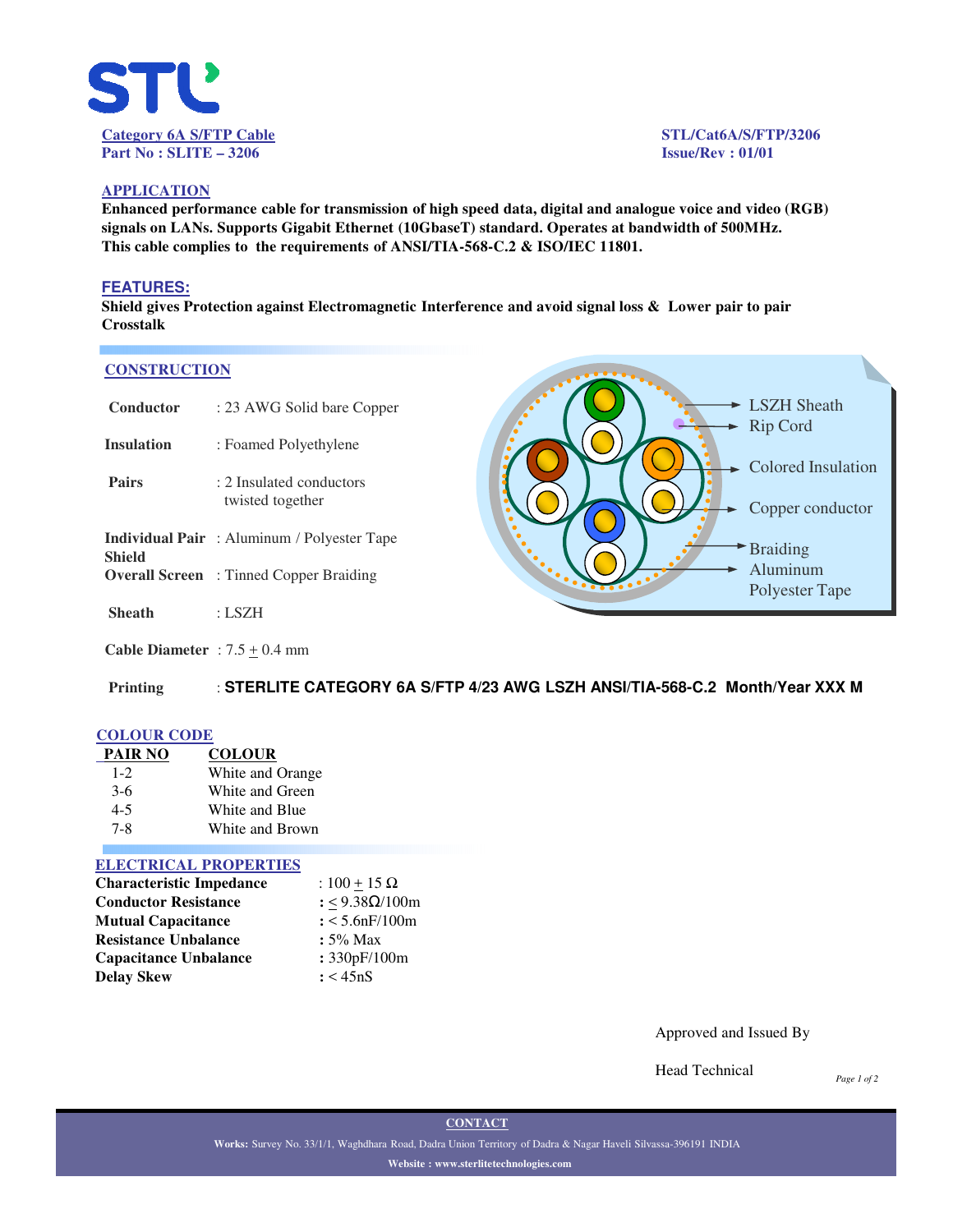STL

**Category 6A S/FTP Cable**
**Part No : SLITE – 3206**

**STL/Cat6A/S/FTP/3206**
**Issue/Rev : 01/01**

## APPLICATION

**Enhanced performance cable for transmission of high speed data, digital and analogue voice and video (RGB) signals on LANs. Supports Gigabit Ethernet (10GbaseT) standard. Operates at bandwidth of 500MHz. This cable complies to the requirements of ANSI/TIA-568-C.2 & ISO/IEC 11801.**

## FEATURES:

**Shield gives Protection against Electromagnetic Interference and avoid signal loss & Lower pair to pair Crosstalk**

## CONSTRUCTION

| | |
|---|---|
| **Conductor** | : 23 AWG Solid bare Copper |
| **Insulation** | : Foamed Polyethylene |
| **Pairs** | : 2 Insulated conductors twisted together |
| **Individual Pair Shield** | : Aluminum / Polyester Tape |
| **Overall Screen** | : Tinned Copper Braiding |
| **Sheath** | : LSZH |
| **Cable Diameter** | : 7.5 ± 0.4 mm |
| **Printing** | : **STERLITE CATEGORY 6A S/FTP 4/23 AWG LSZH ANSI/TIA-568-C.2 Month/Year XXX M** |

LSZH Sheath
Rip Cord
Colored Insulation
Copper conductor
Braiding
Aluminum Polyester Tape

## COLOUR CODE

| PAIR NO | COLOUR |
|---|---|
| 1-2 | White and Orange |
| 3-6 | White and Green |
| 4-5 | White and Blue |
| 7-8 | White and Brown |

## ELECTRICAL PROPERTIES

| | |
|---|---|
| **Characteristic Impedance** | : 100 ± 15 Ω |
| **Conductor Resistance** | : ≤ 9.38Ω/100m |
| **Mutual Capacitance** | : < 5.6nF/100m |
| **Resistance Unbalance** | : 5% Max |
| **Capacitance Unbalance** | : 330pF/100m |
| **Delay Skew** | : < 45nS |

Approved and Issued By

Head Technical

**CONTACT**

**Works:** Survey No. 33/1/1, Waghdhara Road, Dadra Union Territory of Dadra & Nagar Haveli Silvassa-396191 INDIA

**Website : www.sterlitetechnologies.com**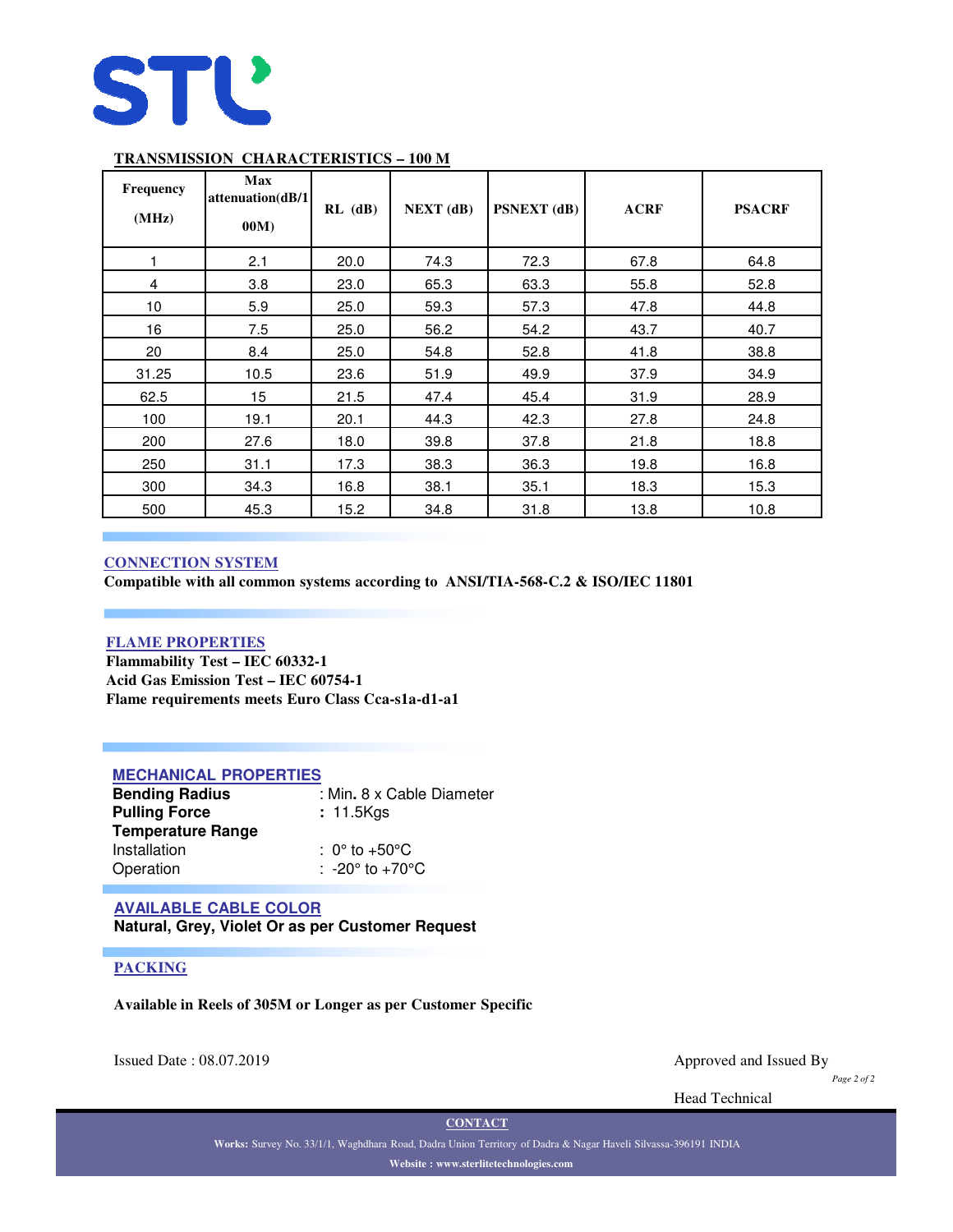STL

## TRANSMISSION CHARACTERISTICS – 100 M

| Frequency (MHz) | Max attenuation(dB/100M) | RL (dB) | NEXT (dB) | PSNEXT (dB) | ACRF | PSACRF |
|---|---|---|---|---|---|---|
| 1 | 2.1 | 20.0 | 74.3 | 72.3 | 67.8 | 64.8 |
| 4 | 3.8 | 23.0 | 65.3 | 63.3 | 55.8 | 52.8 |
| 10 | 5.9 | 25.0 | 59.3 | 57.3 | 47.8 | 44.8 |
| 16 | 7.5 | 25.0 | 56.2 | 54.2 | 43.7 | 40.7 |
| 20 | 8.4 | 25.0 | 54.8 | 52.8 | 41.8 | 38.8 |
| 31.25 | 10.5 | 23.6 | 51.9 | 49.9 | 37.9 | 34.9 |
| 62.5 | 15 | 21.5 | 47.4 | 45.4 | 31.9 | 28.9 |
| 100 | 19.1 | 20.1 | 44.3 | 42.3 | 27.8 | 24.8 |
| 200 | 27.6 | 18.0 | 39.8 | 37.8 | 21.8 | 18.8 |
| 250 | 31.1 | 17.3 | 38.3 | 36.3 | 19.8 | 16.8 |
| 300 | 34.3 | 16.8 | 38.1 | 35.1 | 18.3 | 15.3 |
| 500 | 45.3 | 15.2 | 34.8 | 31.8 | 13.8 | 10.8 |

## CONNECTION SYSTEM

**Compatible with all common systems according to ANSI/TIA-568-C.2 & ISO/IEC 11801**

## FLAME PROPERTIES

**Flammability Test – IEC 60332-1**
**Acid Gas Emission Test – IEC 60754-1**
**Flame requirements meets Euro Class Cca-s1a-d1-a1**

## MECHANICAL PROPERTIES

**Bending Radius** : Min. 8 x Cable Diameter
**Pulling Force** : 11.5Kgs
**Temperature Range**
Installation : 0° to +50°C
Operation : -20° to +70°C

## AVAILABLE CABLE COLOR

**Natural, Grey, Violet Or as per Customer Request**

## PACKING

**Available in Reels of 305M or Longer as per Customer Specific**

Issued Date : 08.07.2019

Approved and Issued By

Head Technical

**CONTACT**

**Works:** Survey No. 33/1/1, Waghdhara Road, Dadra Union Territory of Dadra & Nagar Haveli Silvassa-396191 INDIA

**Website : www.sterlitetechnologies.com**